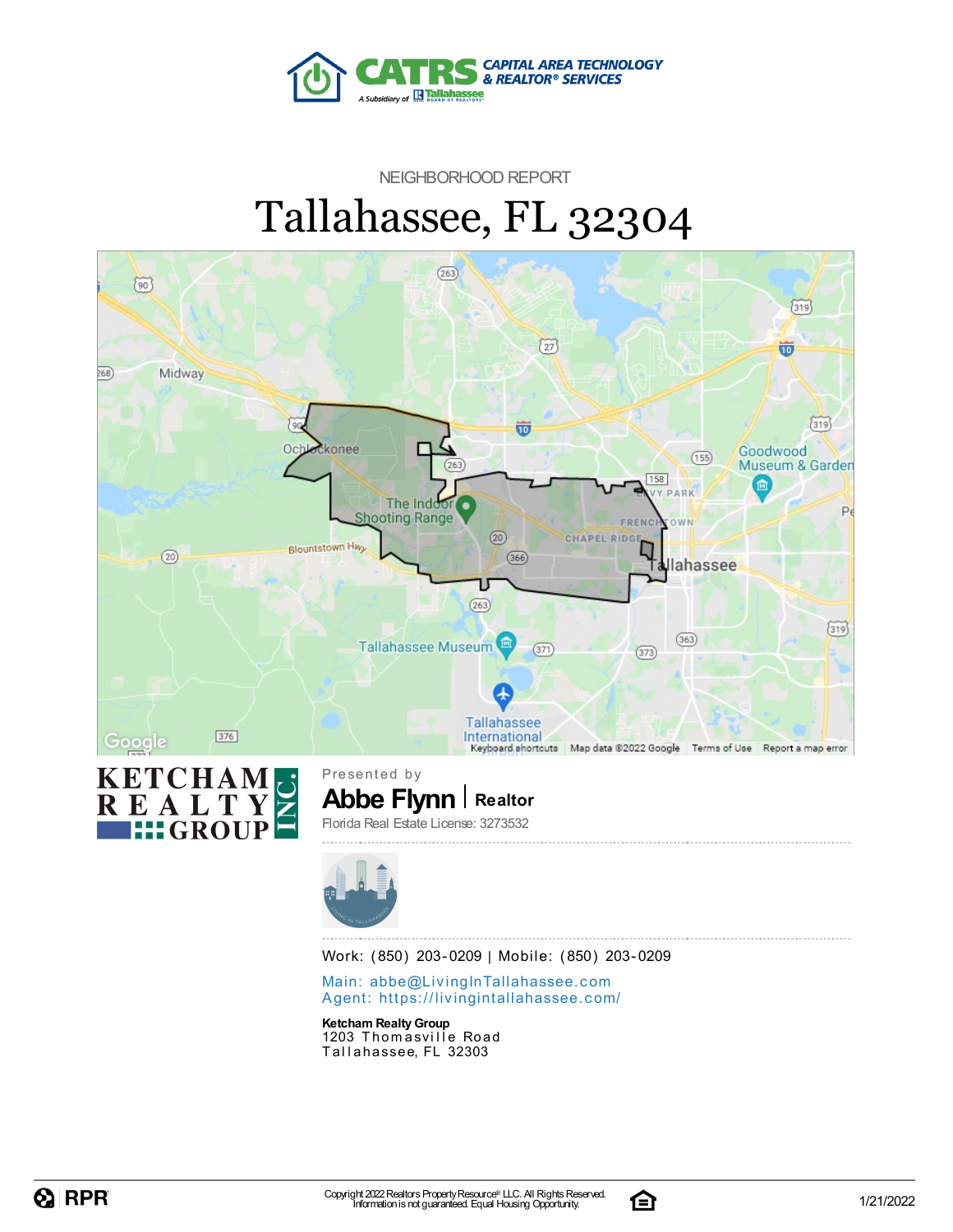CATRS CAPITAL AREA TECHNOLOGY & REALTOR® SERVICES

A Subsidiary of Tallahassee Board of Realtors

NEIGHBORHOOD REPORT

# Tallahassee, FL 32304

KETCHAM REALTY GROUP INC.

Presented by

**Abbe Flynn** | **Realtor**

Florida Real Estate License: 3273532

Work: (850) 203-0209 | Mobile: (850) 203-0209

Main: abbe@LivingInTallahassee.com
Agent: https://livingintallahassee.com/

**Ketcham Realty Group**
1203 Thomasville Road
Tallahassee, FL 32303

Copyright 2022 Realtors Property Resource® LLC. All Rights Reserved.
Information is not guaranteed. Equal Housing Opportunity.

1/21/2022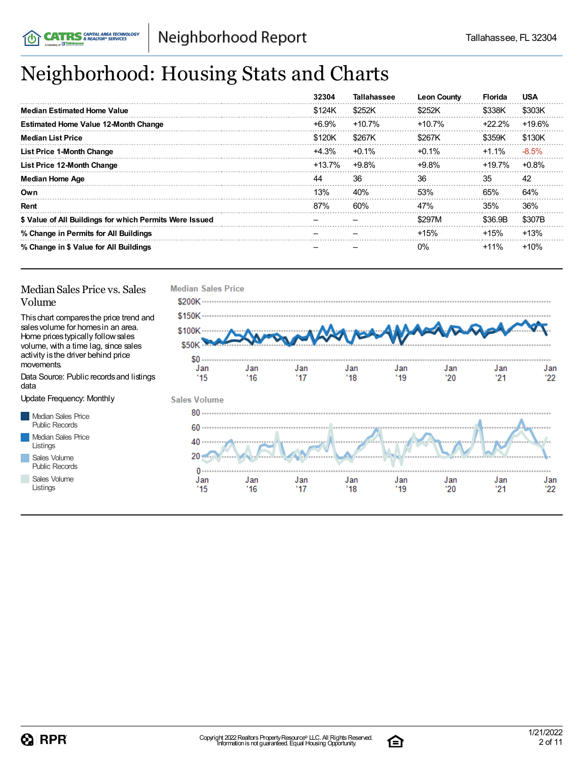# Neighborhood: Housing Stats and Charts

| | 32304 | Tallahassee | Leon County | Florida | USA |
|---|---|---|---|---|---|
| **Median Estimated Home Value** | $124K | $252K | $252K | $338K | $303K |
| **Estimated Home Value 12-Month Change** | +6.9% | +10.7% | +10.7% | +22.2% | +19.6% |
| **Median List Price** | $120K | $267K | $267K | $359K | $130K |
| **List Price 1-Month Change** | +4.3% | +0.1% | +0.1% | +1.1% | -8.5% |
| **List Price 12-Month Change** | +13.7% | +9.8% | +9.8% | +19.7% | +0.8% |
| **Median Home Age** | 44 | 36 | 36 | 35 | 42 |
| **Own** | 13% | 40% | 53% | 65% | 64% |
| **Rent** | 87% | 60% | 47% | 35% | 36% |
| **$ Value of All Buildings for which Permits Were Issued** | – | – | $297M | $36.9B | $307B |
| **% Change in Permits for All Buildings** | – | – | +15% | +15% | +13% |
| **% Change in $ Value for All Buildings** | – | – | 0% | +11% | +10% |

## Median Sales Price vs. Sales Volume

This chart compares the price trend and sales volume for homes in an area. Home prices typically follow sales volume, with a time lag, since sales activity is the driver behind price movements.

Data Source: Public records and listings data

Update Frequency: Monthly

Median Sales Price Public Records

Median Sales Price Listings

Sales Volume Public Records

Sales Volume Listings

Median Sales Price

$200K
$150K
$100K
$50K
$0

Jan '15, Jan '16, Jan '17, Jan '18, Jan '19, Jan '20, Jan '21, Jan '22

Sales Volume

80
60
40
20
0

Jan '15, Jan '16, Jan '17, Jan '18, Jan '19, Jan '20, Jan '21, Jan '22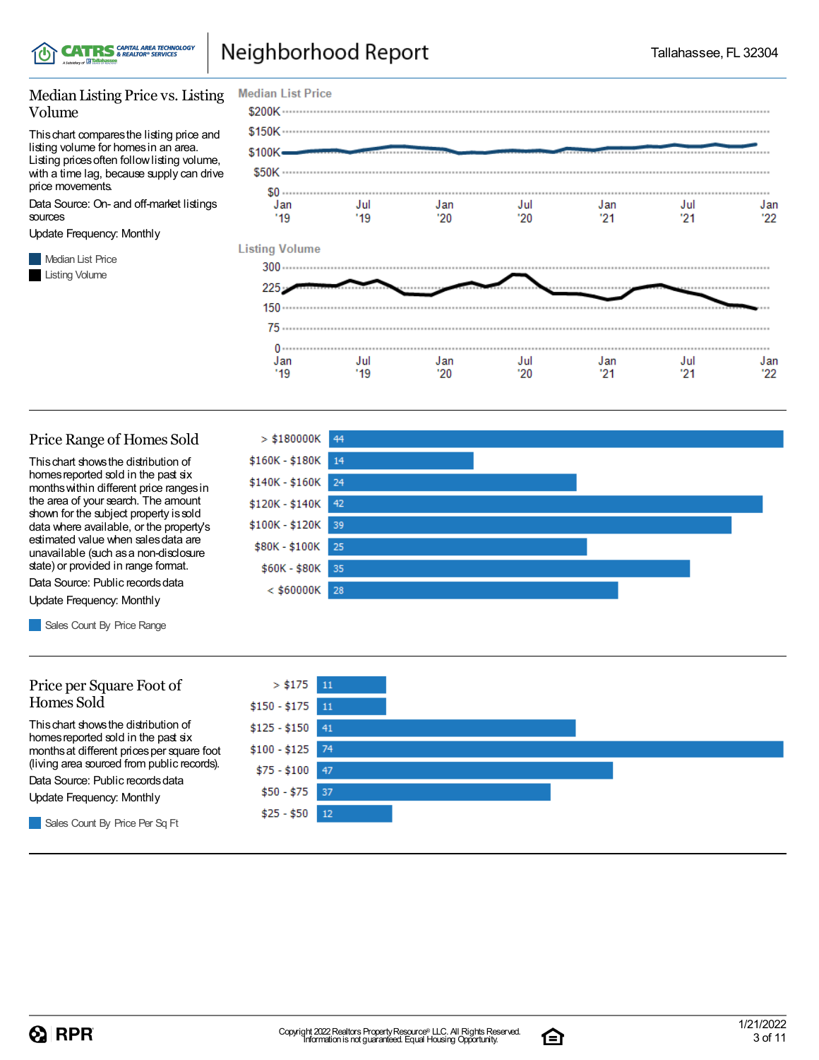## Median Listing Price vs. Listing Volume

This chart compares the listing price and listing volume for homes in an area. Listing prices often follow listing volume, with a time lag, because supply can drive price movements.

Data Source: On- and off-market listings sources

Update Frequency: Monthly

Median List Price

Listing Volume

Median List Price

$200K
$150K
$100K
$50K
$0

Jan '19 Jul '19 Jan '20 Jul '20 Jan '21 Jul '21 Jan '22

Listing Volume

300
225
150
75
0

Jan '19 Jul '19 Jan '20 Jul '20 Jan '21 Jul '21 Jan '22

## Price Range of Homes Sold

This chart shows the distribution of homes reported sold in the past six months within different price ranges in the area of your search. The amount shown for the subject property is sold data where available, or the property's estimated value when sales data are unavailable (such as a non-disclosure state) or provided in range format.

Data Source: Public records data

Update Frequency: Monthly

Sales Count By Price Range

> $180000K 44
$160K - $180K 14
$140K - $160K 24
$120K - $140K 42
$100K - $120K 39
$80K - $100K 25
$60K - $80K 35
< $60000K 28

## Price per Square Foot of Homes Sold

This chart shows the distribution of homes reported sold in the past six months at different prices per square foot (living area sourced from public records).

Data Source: Public records data

Update Frequency: Monthly

Sales Count By Price Per Sq Ft

> $175 11
$150 - $175 11
$125 - $150 41
$100 - $125 74
$75 - $100 47
$50 - $75 37
$25 - $50 12

Copyright 2022 Realtors Property Resource® LLC. All Rights Reserved.
Information is not guaranteed. Equal Housing Opportunity.

1/21/2022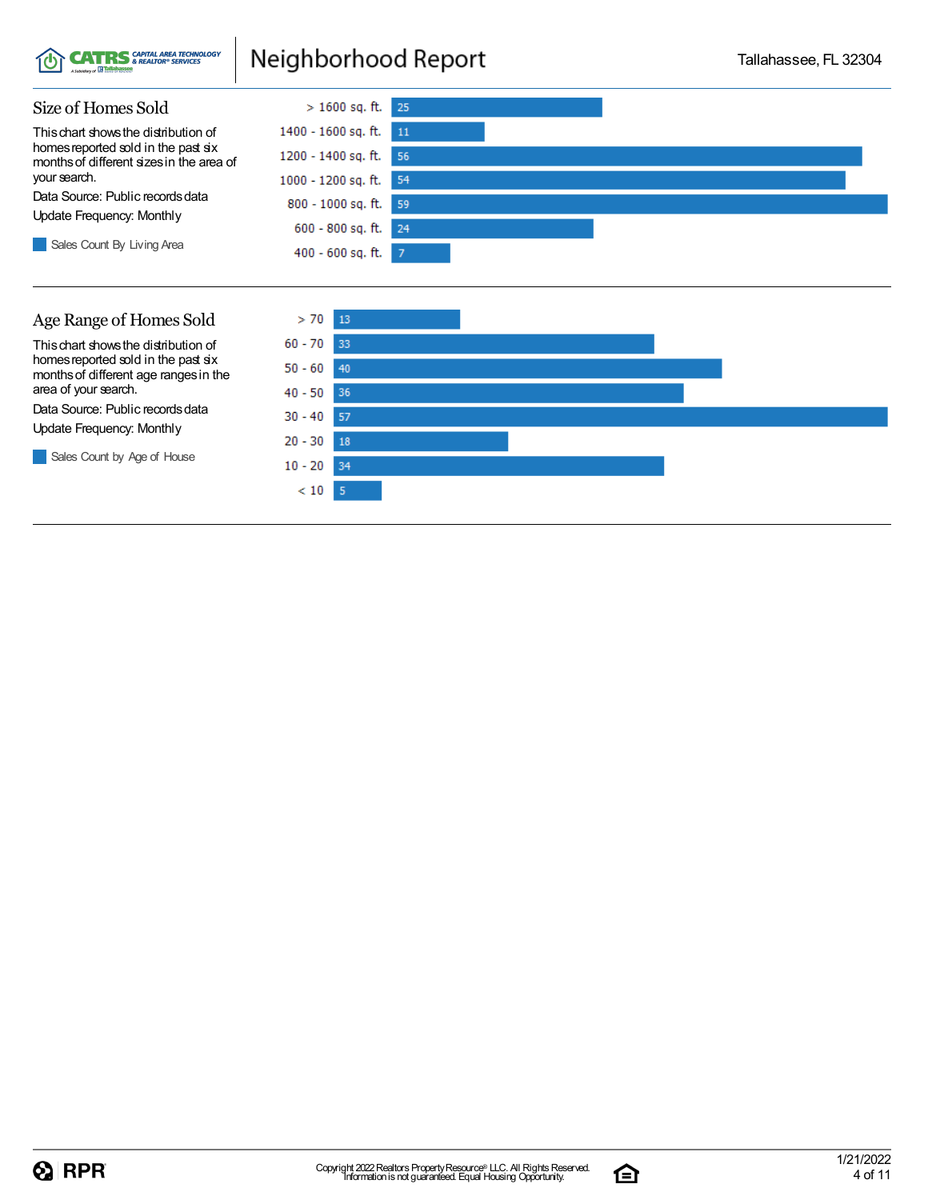## Size of Homes Sold

This chart shows the distribution of homes reported sold in the past six months of different sizes in the area of your search.

Data Source: Public records data

Update Frequency: Monthly

Sales Count By Living Area

> 1600 sq. ft. 25
1400 - 1600 sq. ft. 11
1200 - 1400 sq. ft. 56
1000 - 1200 sq. ft. 54
800 - 1000 sq. ft. 59
600 - 800 sq. ft. 24
400 - 600 sq. ft. 7

## Age Range of Homes Sold

This chart shows the distribution of homes reported sold in the past six months of different age ranges in the area of your search.

Data Source: Public records data

Update Frequency: Monthly

Sales Count by Age of House

> 70 13
60 - 70 33
50 - 60 40
40 - 50 36
30 - 40 57
20 - 30 18
10 - 20 34
< 10 5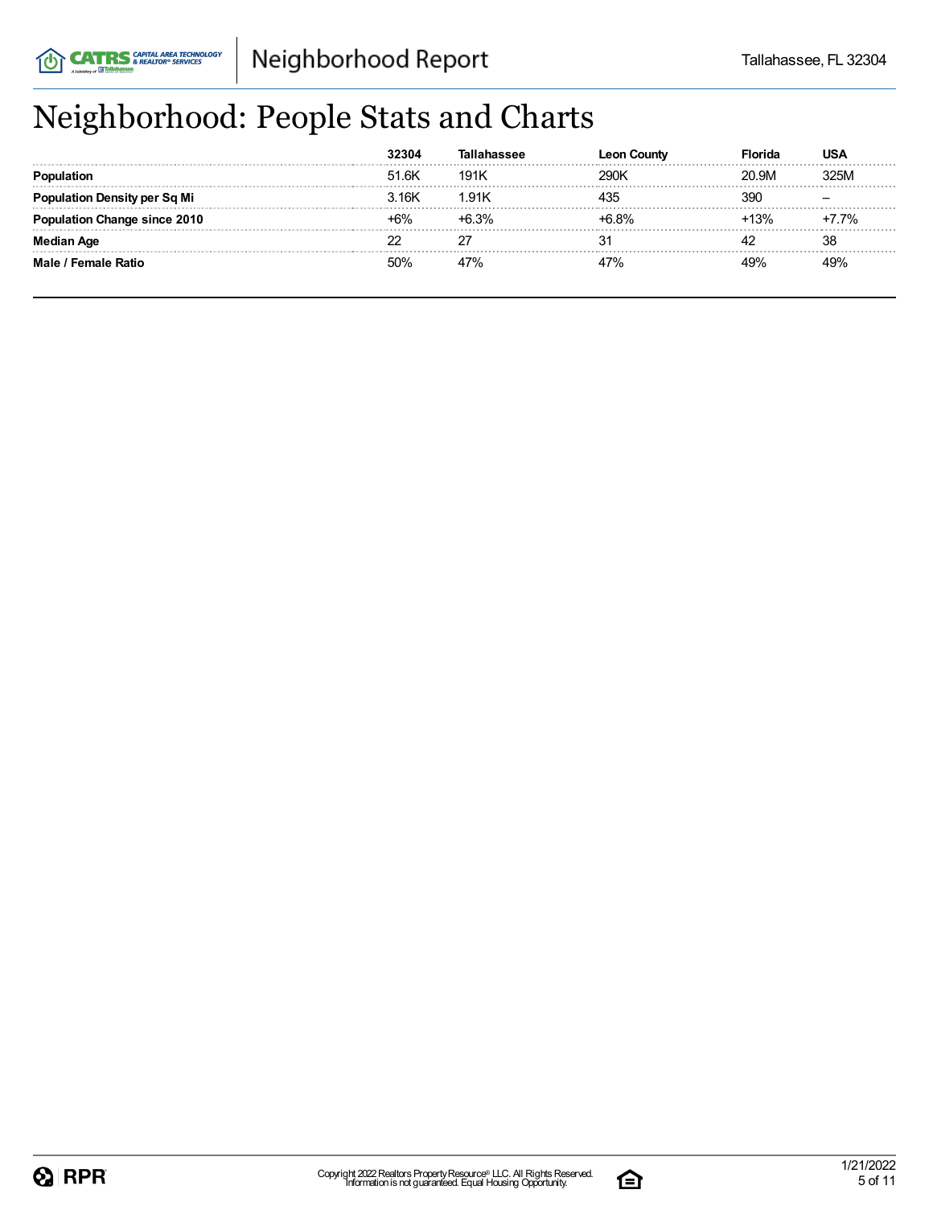# Neighborhood: People Stats and Charts

| | 32304 | Tallahassee | Leon County | Florida | USA |
|---|---|---|---|---|---|
| **Population** | 51.6K | 191K | 290K | 20.9M | 325M |
| **Population Density per Sq Mi** | 3.16K | 1.91K | 435 | 390 | – |
| **Population Change since 2010** | +6% | +6.3% | +6.8% | +13% | +7.7% |
| **Median Age** | 22 | 27 | 31 | 42 | 38 |
| **Male / Female Ratio** | 50% | 47% | 47% | 49% | 49% |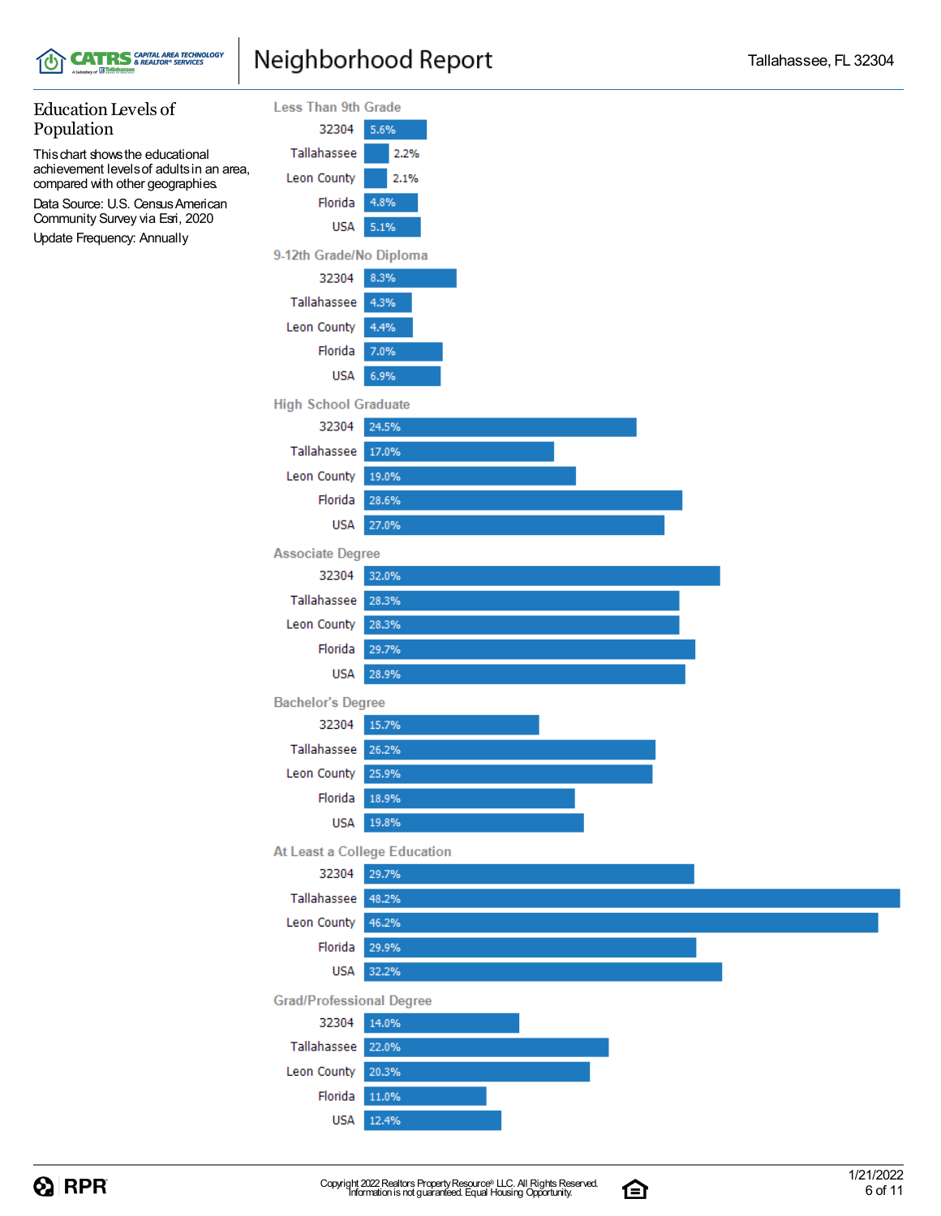# Education Levels of Population

This chart shows the educational achievement levels of adults in an area, compared with other geographies.

Data Source: U.S. Census American Community Survey via Esri, 2020

Update Frequency: Annually

Less Than 9th Grade
32304 5.6%
Tallahassee 2.2%
Leon County 2.1%
Florida 4.8%
USA 5.1%

9-12th Grade/No Diploma
32304 8.3%
Tallahassee 4.3%
Leon County 4.4%
Florida 7.0%
USA 6.9%

High School Graduate
32304 24.5%
Tallahassee 17.0%
Leon County 19.0%
Florida 28.6%
USA 27.0%

Associate Degree
32304 32.0%
Tallahassee 28.3%
Leon County 28.3%
Florida 29.7%
USA 28.9%

Bachelor's Degree
32304 15.7%
Tallahassee 26.2%
Leon County 25.9%
Florida 18.9%
USA 19.8%

At Least a College Education
32304 29.7%
Tallahassee 48.2%
Leon County 46.2%
Florida 29.9%
USA 32.2%

Grad/Professional Degree
32304 14.0%
Tallahassee 22.0%
Leon County 20.3%
Florida 11.0%
USA 12.4%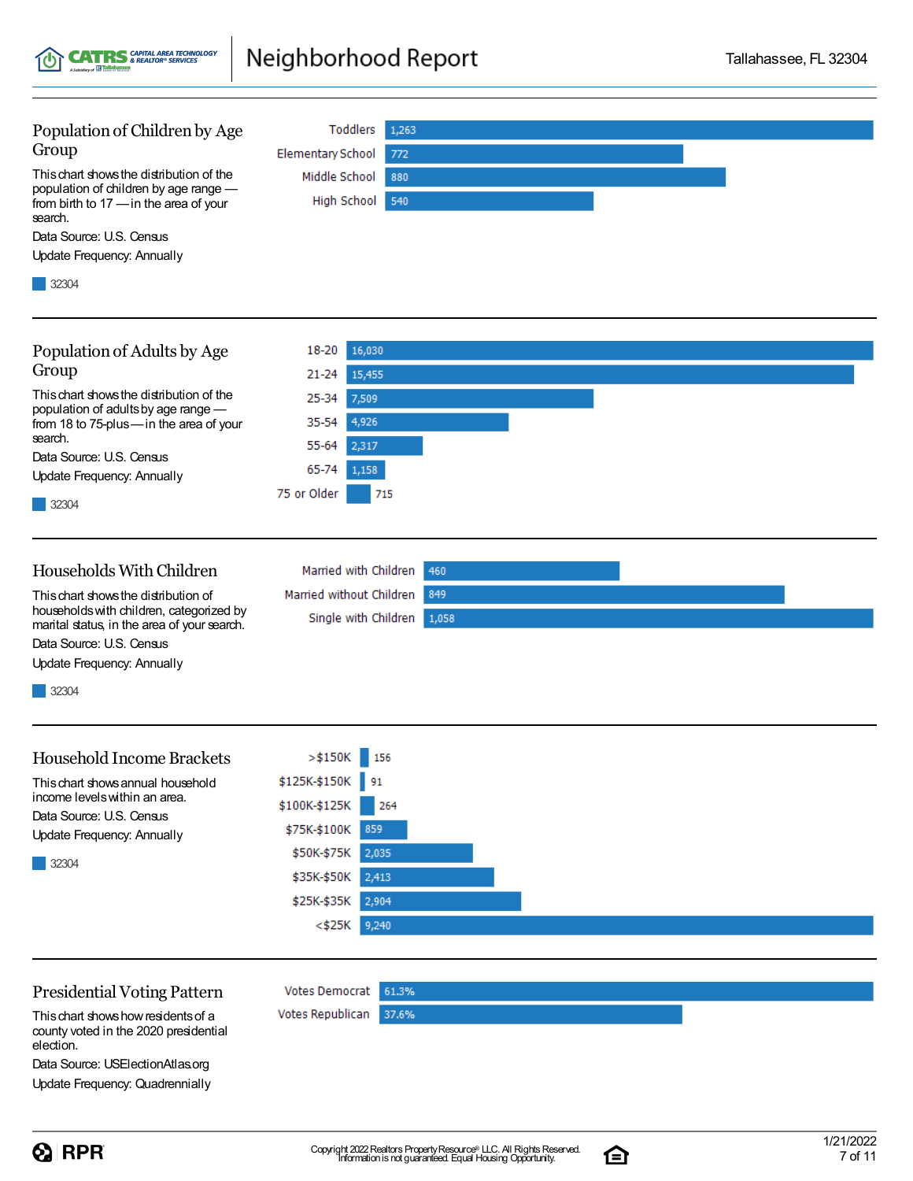## Population of Children by Age Group

This chart shows the distribution of the population of children by age range — from birth to 17 — in the area of your search.

Data Source: U.S. Census

Update Frequency: Annually

32304

Toddlers 1,263
Elementary School 772
Middle School 880
High School 540

## Population of Adults by Age Group

This chart shows the distribution of the population of adults by age range — from 18 to 75-plus — in the area of your search.

Data Source: U.S. Census

Update Frequency: Annually

32304

18-20 16,030
21-24 15,455
25-34 7,509
35-54 4,926
55-64 2,317
65-74 1,158
75 or Older 715

## Households With Children

This chart shows the distribution of households with children, categorized by marital status, in the area of your search.

Data Source: U.S. Census

Update Frequency: Annually

32304

Married with Children 460
Married without Children 849
Single with Children 1,058

## Household Income Brackets

This chart shows annual household income levels within an area.

Data Source: U.S. Census

Update Frequency: Annually

32304

>$150K 156
$125K-$150K 91
$100K-$125K 264
$75K-$100K 859
$50K-$75K 2,035
$35K-$50K 2,413
$25K-$35K 2,904
<$25K 9,240

## Presidential Voting Pattern

This chart shows how residents of a county voted in the 2020 presidential election.

Data Source: USElectionAtlas.org

Update Frequency: Quadrennially

Votes Democrat 61.3%
Votes Republican 37.6%

Copyright 2022 Realtors Property Resource® LLC. All Rights Reserved.
Information is not guaranteed. Equal Housing Opportunity.

1/21/2022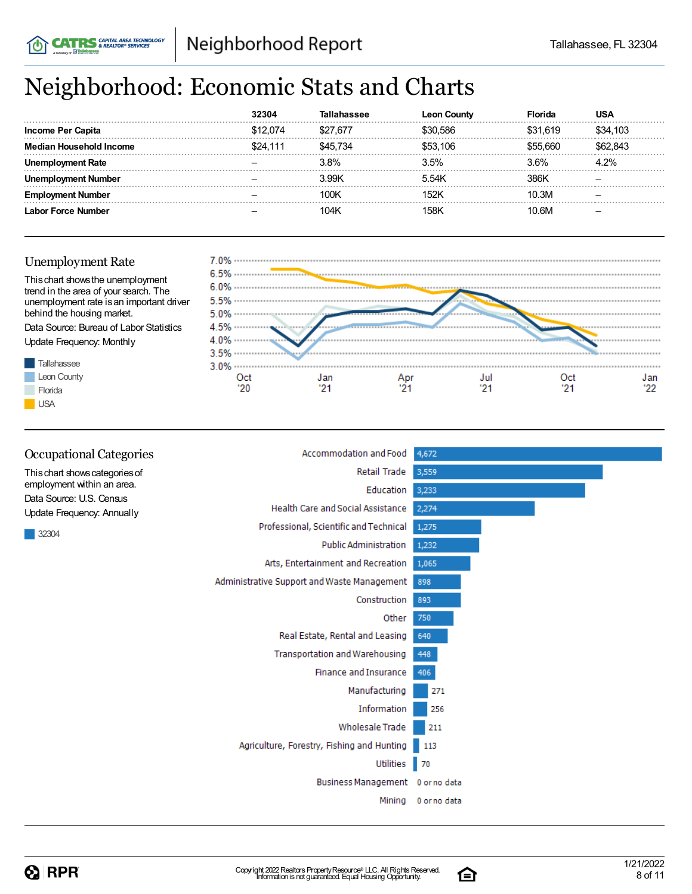# Neighborhood: Economic Stats and Charts

| | 32304 | Tallahassee | Leon County | Florida | USA |
|---|---|---|---|---|---|
| **Income Per Capita** | $12,074 | $27,677 | $30,586 | $31,619 | $34,103 |
| **Median Household Income** | $24,111 | $45,734 | $53,106 | $55,660 | $62,843 |
| **Unemployment Rate** | – | 3.8% | 3.5% | 3.6% | 4.2% |
| **Unemployment Number** | – | 3.99K | 5.54K | 386K | – |
| **Employment Number** | – | 100K | 152K | 10.3M | – |
| **Labor Force Number** | – | 104K | 158K | 10.6M | – |

## Unemployment Rate

This chart shows the unemployment trend in the area of your search. The unemployment rate is an important driver behind the housing market.

Data Source: Bureau of Labor Statistics

Update Frequency: Monthly

Tallahassee
Leon County
Florida
USA

7.0%
6.5%
6.0%
5.5%
5.0%
4.5%
4.0%
3.5%
3.0%

Oct '20
Jan '21
Apr '21
Jul '21
Oct '21
Jan '22

## Occupational Categories

This chart shows categories of employment within an area.

Data Source: U.S. Census

Update Frequency: Annually

32304

Accommodation and Food 4,672
Retail Trade 3,559
Education 3,233
Health Care and Social Assistance 2,274
Professional, Scientific and Technical 1,275
Public Administration 1,232
Arts, Entertainment and Recreation 1,065
Administrative Support and Waste Management 898
Construction 893
Other 750
Real Estate, Rental and Leasing 640
Transportation and Warehousing 448
Finance and Insurance 406
Manufacturing 271
Information 256
Wholesale Trade 211
Agriculture, Forestry, Fishing and Hunting 113
Utilities 70
Business Management 0 or no data
Mining 0 or no data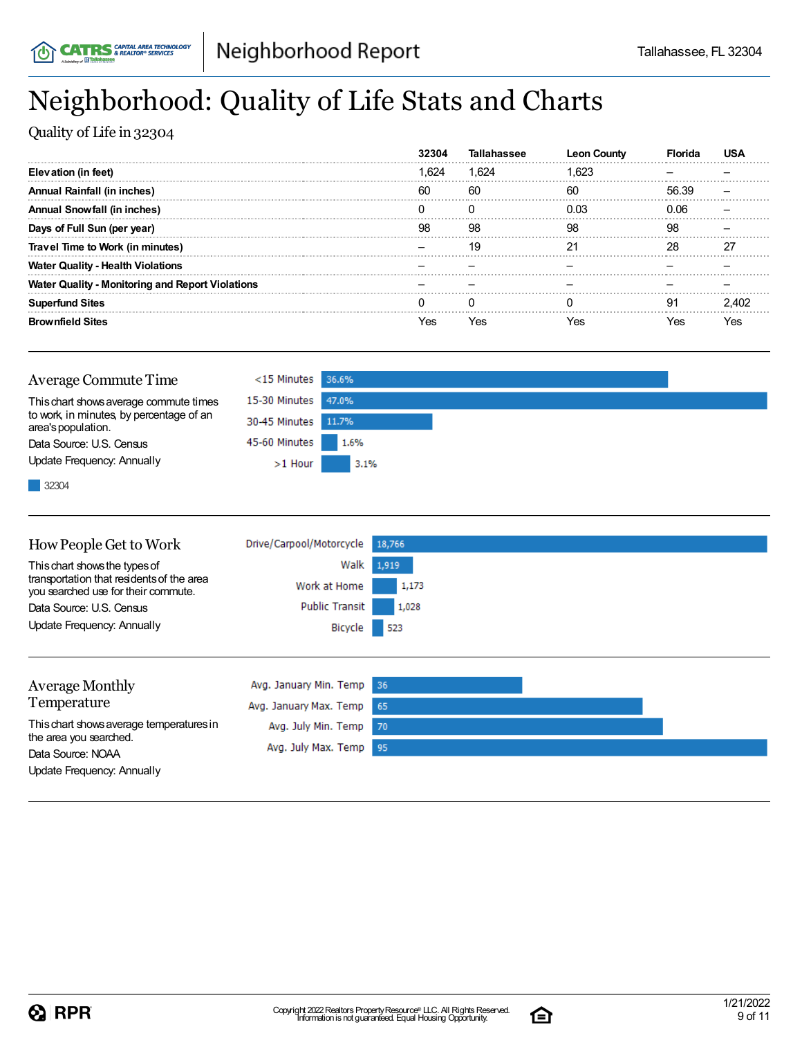# Neighborhood: Quality of Life Stats and Charts

Quality of Life in 32304

| | 32304 | Tallahassee | Leon County | Florida | USA |
|---|---|---|---|---|---|
| Elevation (in feet) | 1,624 | 1,624 | 1,623 | – | – |
| Annual Rainfall (in inches) | 60 | 60 | 60 | 56.39 | – |
| Annual Snowfall (in inches) | 0 | 0 | 0.03 | 0.06 | – |
| Days of Full Sun (per year) | 98 | 98 | 98 | 98 | – |
| Travel Time to Work (in minutes) | – | 19 | 21 | 28 | 27 |
| Water Quality - Health Violations | – | – | – | – | – |
| Water Quality - Monitoring and Report Violations | – | – | – | – | – |
| Superfund Sites | 0 | 0 | 0 | 91 | 2,402 |
| Brownfield Sites | Yes | Yes | Yes | Yes | Yes |

## Average Commute Time

This chart shows average commute times to work, in minutes, by percentage of an area's population.

Data Source: U.S. Census

Update Frequency: Annually

<15 Minutes 36.6%
15-30 Minutes 47.0%
30-45 Minutes 11.7%
45-60 Minutes 1.6%
>1 Hour 3.1%

32304

## How People Get to Work

This chart shows the types of transportation that residents of the area you searched use for their commute.

Data Source: U.S. Census

Update Frequency: Annually

Drive/Carpool/Motorcycle 18,766
Walk 1,919
Work at Home 1,173
Public Transit 1,028
Bicycle 523

## Average Monthly Temperature

This chart shows average temperatures in the area you searched.

Data Source: NOAA

Update Frequency: Annually

Avg. January Min. Temp 36
Avg. January Max. Temp 65
Avg. July Min. Temp 70
Avg. July Max. Temp 95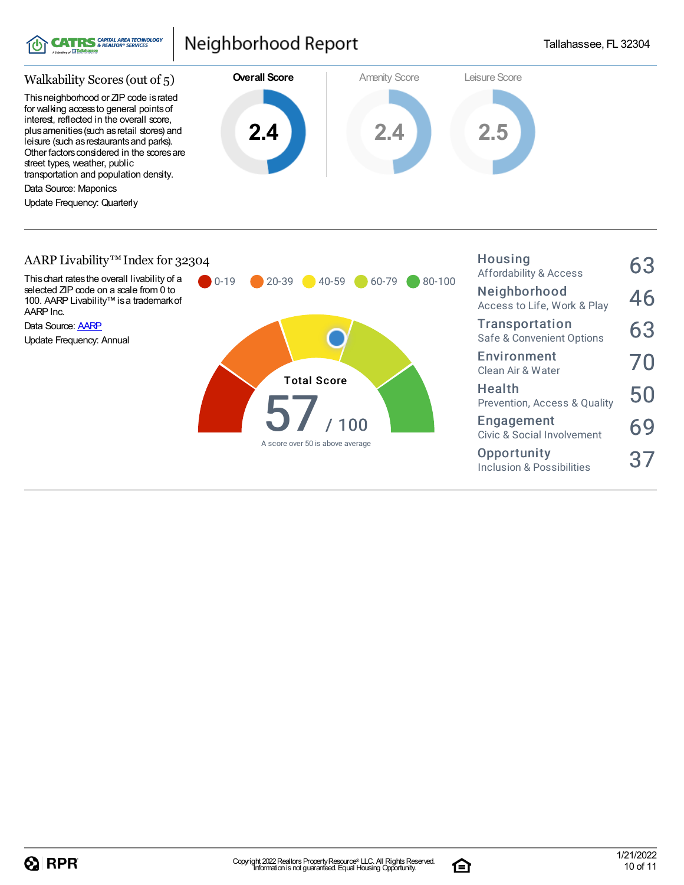# Neighborhood Report

Tallahassee, FL 32304

## Walkability Scores (out of 5)

This neighborhood or ZIP code is rated for walking access to general points of interest, reflected in the overall score, plus amenities (such as retail stores) and leisure (such as restaurants and parks). Other factors considered in the scores are street types, weather, public transportation and population density.

Data Source: Maponics

Update Frequency: Quarterly

**Overall Score**
2.4

Amenity Score
2.4

Leisure Score
2.5

## AARP Livability™ Index for 32304

This chart rates the overall livability of a selected ZIP code on a scale from 0 to 100. AARP Livability™ is a trademark of AARP Inc.

Data Source: AARP

Update Frequency: Annual

0-19
20-39
40-59
60-79
80-100

Total Score
57 / 100
A score over 50 is above average

| | | |
|---|---|---|
| **Housing** | Affordability & Access | 63 |
| **Neighborhood** | Access to Life, Work & Play | 46 |
| **Transportation** | Safe & Convenient Options | 63 |
| **Environment** | Clean Air & Water | 70 |
| **Health** | Prevention, Access & Quality | 50 |
| **Engagement** | Civic & Social Involvement | 69 |
| **Opportunity** | Inclusion & Possibilities | 37 |

Copyright 2022 Realtors Property Resource® LLC. All Rights Reserved. Information is not guaranteed. Equal Housing Opportunity.

1/21/2022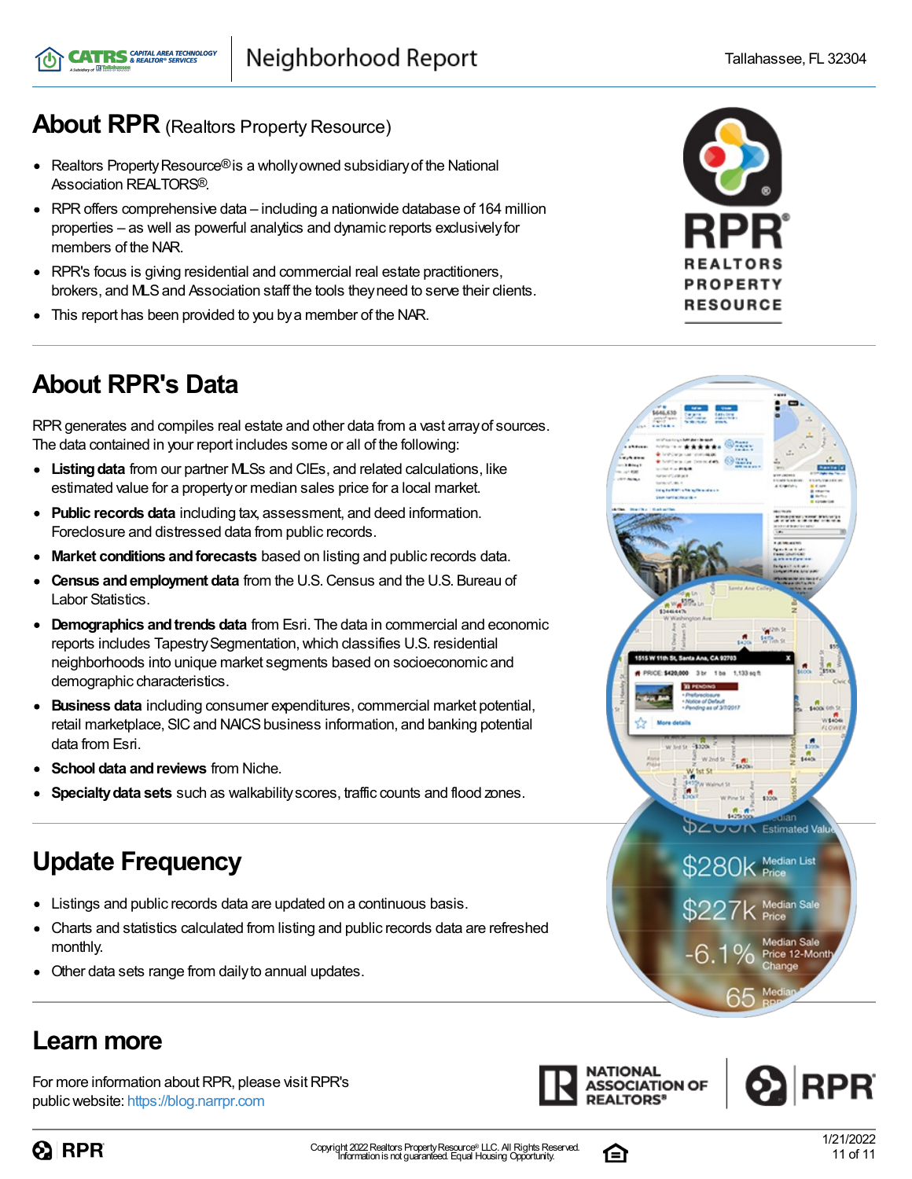## About RPR (Realtors Property Resource)

- Realtors Property Resource® is a wholly owned subsidiary of the National Association REALTORS®.
- RPR offers comprehensive data – including a nationwide database of 164 million properties – as well as powerful analytics and dynamic reports exclusively for members of the NAR.
- RPR's focus is giving residential and commercial real estate practitioners, brokers, and MLS and Association staff the tools they need to serve their clients.
- This report has been provided to you by a member of the NAR.

## About RPR's Data

RPR generates and compiles real estate and other data from a vast array of sources. The data contained in your report includes some or all of the following:

- **Listing data** from our partner MLSs and CIEs, and related calculations, like estimated value for a property or median sales price for a local market.
- **Public records data** including tax, assessment, and deed information. Foreclosure and distressed data from public records.
- **Market conditions and forecasts** based on listing and public records data.
- **Census and employment data** from the U.S. Census and the U.S. Bureau of Labor Statistics.
- **Demographics and trends data** from Esri. The data in commercial and economic reports includes Tapestry Segmentation, which classifies U.S. residential neighborhoods into unique market segments based on socioeconomic and demographic characteristics.
- **Business data** including consumer expenditures, commercial market potential, retail marketplace, SIC and NAICS business information, and banking potential data from Esri.
- **School data and reviews** from Niche.
- **Specialty data sets** such as walkability scores, traffic counts and flood zones.

## Update Frequency

- Listings and public records data are updated on a continuous basis.
- Charts and statistics calculated from listing and public records data are refreshed monthly.
- Other data sets range from daily to annual updates.

## Learn more

For more information about RPR, please visit RPR's public website: https://blog.narrpr.com

Copyright 2022 Realtors Property Resource® LLC. All Rights Reserved.
Information is not guaranteed. Equal Housing Opportunity.